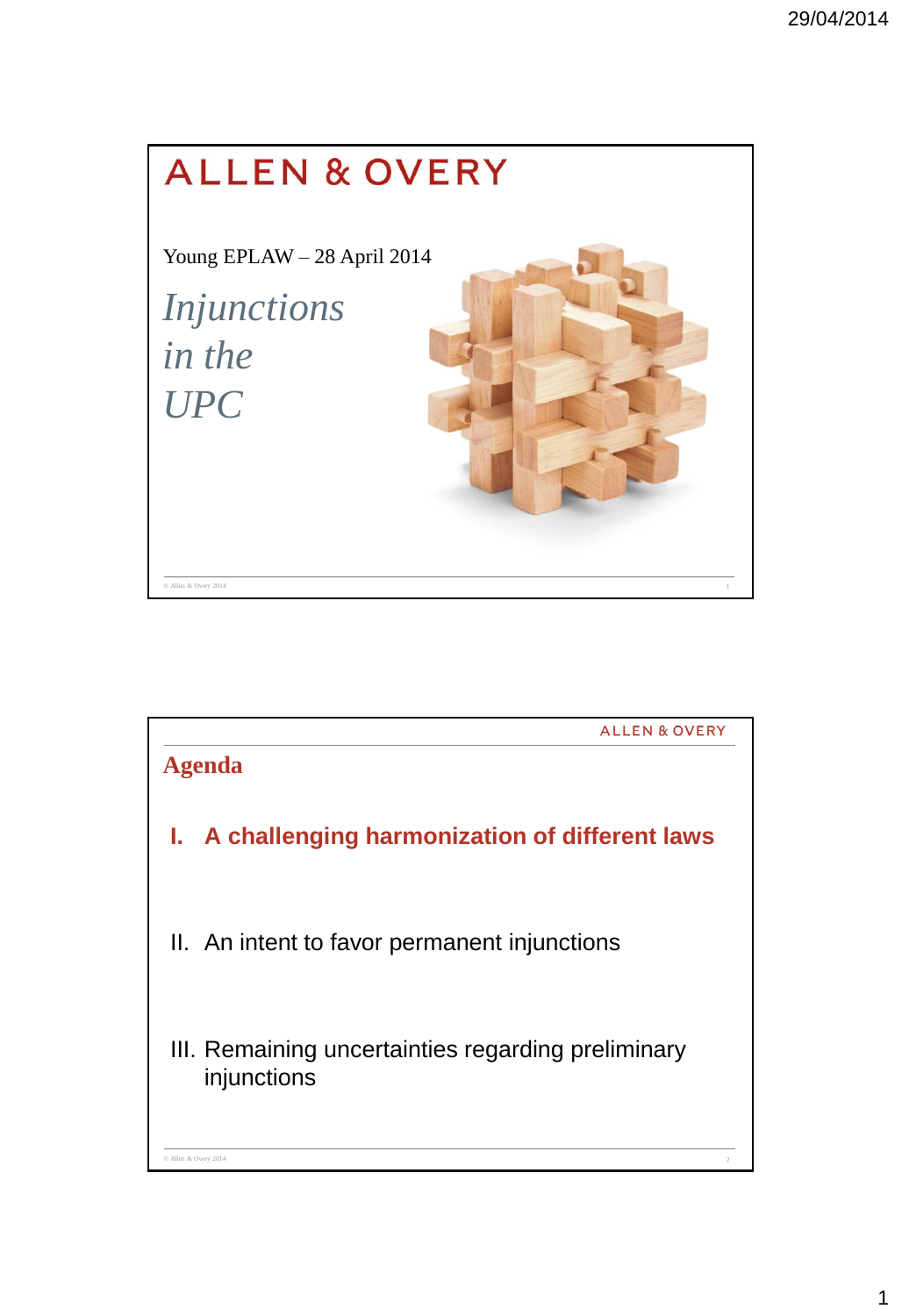# ALLEN & OVERY

Young EPLAW – 28 April 2014

*Injunctions in the UPC*

---

## Agenda

**I. A challenging harmonization of different laws**

II. An intent to favor permanent injunctions

III. Remaining uncertainties regarding preliminary injunctions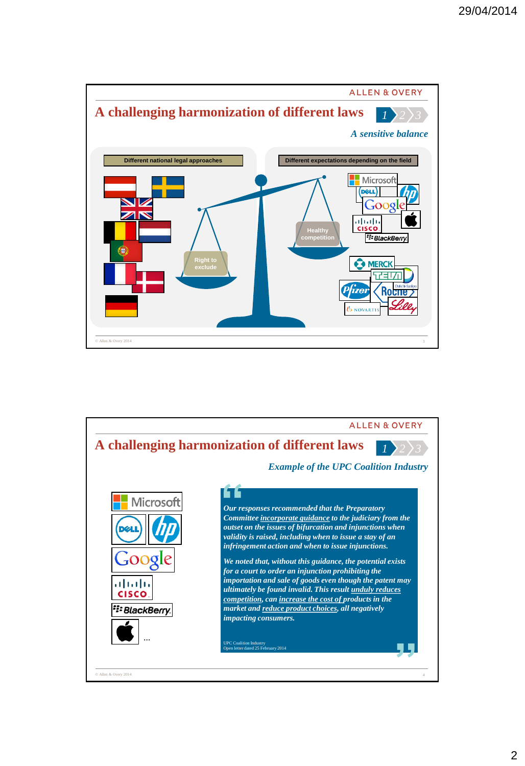ALLEN & OVERY

## A challenging harmonization of different laws

1 2 3

*A sensitive balance*

| Different national legal approaches | Different expectations depending on the field |
| --- | --- |

Right to exclude

Healthy competition

© Allen & Overy 2014

---

ALLEN & OVERY

## A challenging harmonization of different laws

1 2 3

*Example of the UPC Coalition Industry*

Microsoft, Dell, hp, Google, Cisco, BlackBerry, Apple …

> *Our responses recommended that the Preparatory Committee incorporate guidance to the judiciary from the outset on the issues of bifurcation and injunctions when validity is raised, including when to issue a stay of an infringement action and when to issue injunctions.*
>
> *We noted that, without this guidance, the potential exists for a court to order an injunction prohibiting the importation and sale of goods even though the patent may ultimately be found invalid. This result unduly reduces competition, can increase the cost of products in the market and reduce product choices, all negatively impacting consumers.*
>
> UPC Coalition Industry
> Open letter dated 25 February 2014

© Allen & Overy 2014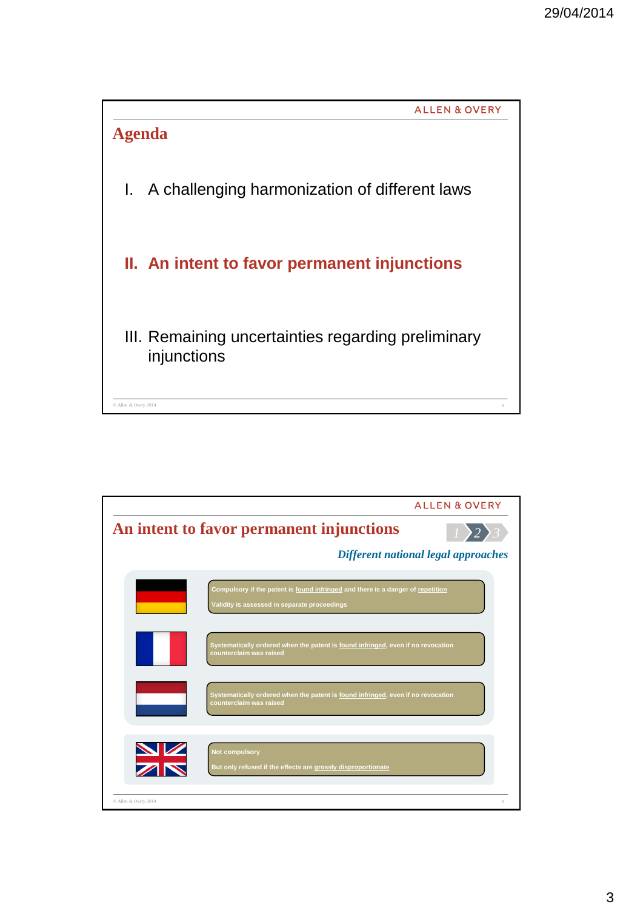## Agenda

I. A challenging harmonization of different laws

**II. An intent to favor permanent injunctions**

III. Remaining uncertainties regarding preliminary injunctions

## An intent to favor permanent injunctions

1 2 3

*Different national legal approaches*

| Country | Approach |
| --- | --- |
| Germany | Compulsory if the patent is found infringed and there is a danger of repetition<br>Validity is assessed in separate proceedings |
| France | Systematically ordered when the patent is found infringed, even if no revocation counterclaim was raised |
| Netherlands | Systematically ordered when the patent is found infringed, even if no revocation counterclaim was raised |
| United Kingdom | Not compulsory<br>But only refused if the effects are grossly disproportionate |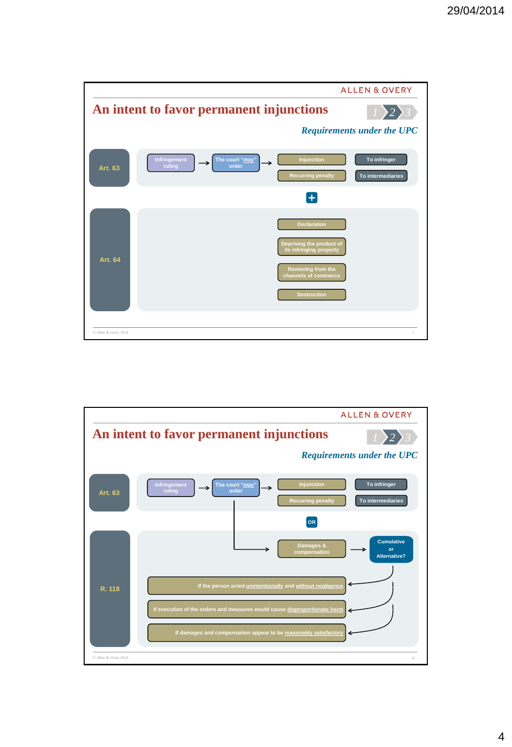ALLEN & OVERY

# An intent to favor permanent injunctions

1 2 3

*Requirements under the UPC*

**Art. 63**

Infringement ruling → The court "*may*" order → Injunction / Recurring penalty — To infringer / To intermediaries

+

**Art. 64**

- Declaration
- Depriving the product of its infringing property
- Removing from the channels of commerce
- Destruction

© Allen & Overy 2014

---

ALLEN & OVERY

# An intent to favor permanent injunctions

1 2 3

*Requirements under the UPC*

**Art. 63**

Infringement ruling → The court "*may*" order → Injunction / Recurring penalty — To infringer / To intermediaries

OR

**R. 118**

Damages & compensation → Cumulative or Alternative?

- If the person acted unintentionally and without negligence
- If execution of the orders and measures would cause disproportionate harm
- If damages and compensation appear to be reasonably satisfactory

© Allen & Overy 2014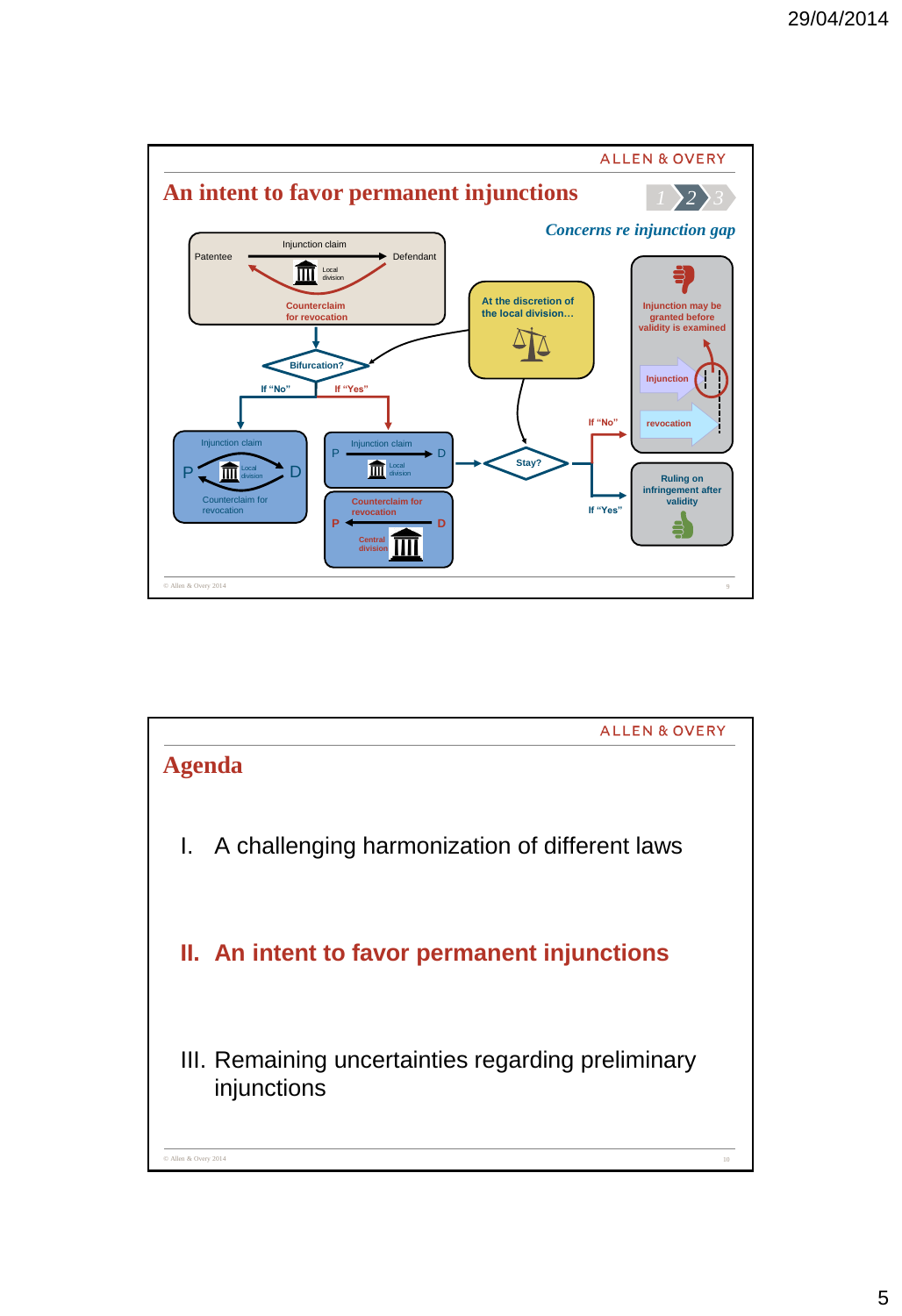## An intent to favor permanent injunctions

*Concerns re injunction gap*

Patentee — Injunction claim → Defendant

Local division

Counterclaim for revocation

Bifurcation?

At the discretion of the local division…

If "No" | If "Yes"

Injunction claim — P — Local division — D — Counterclaim for revocation

Injunction claim — P → D — Local division

Counterclaim for revocation — P ← D — Central division

Stay?

If "No" — Injunction may be granted before validity is examined — Injunction — revocation

If "Yes" — Ruling on infringement after validity

## Agenda

I. A challenging harmonization of different laws

**II. An intent to favor permanent injunctions**

III. Remaining uncertainties regarding preliminary injunctions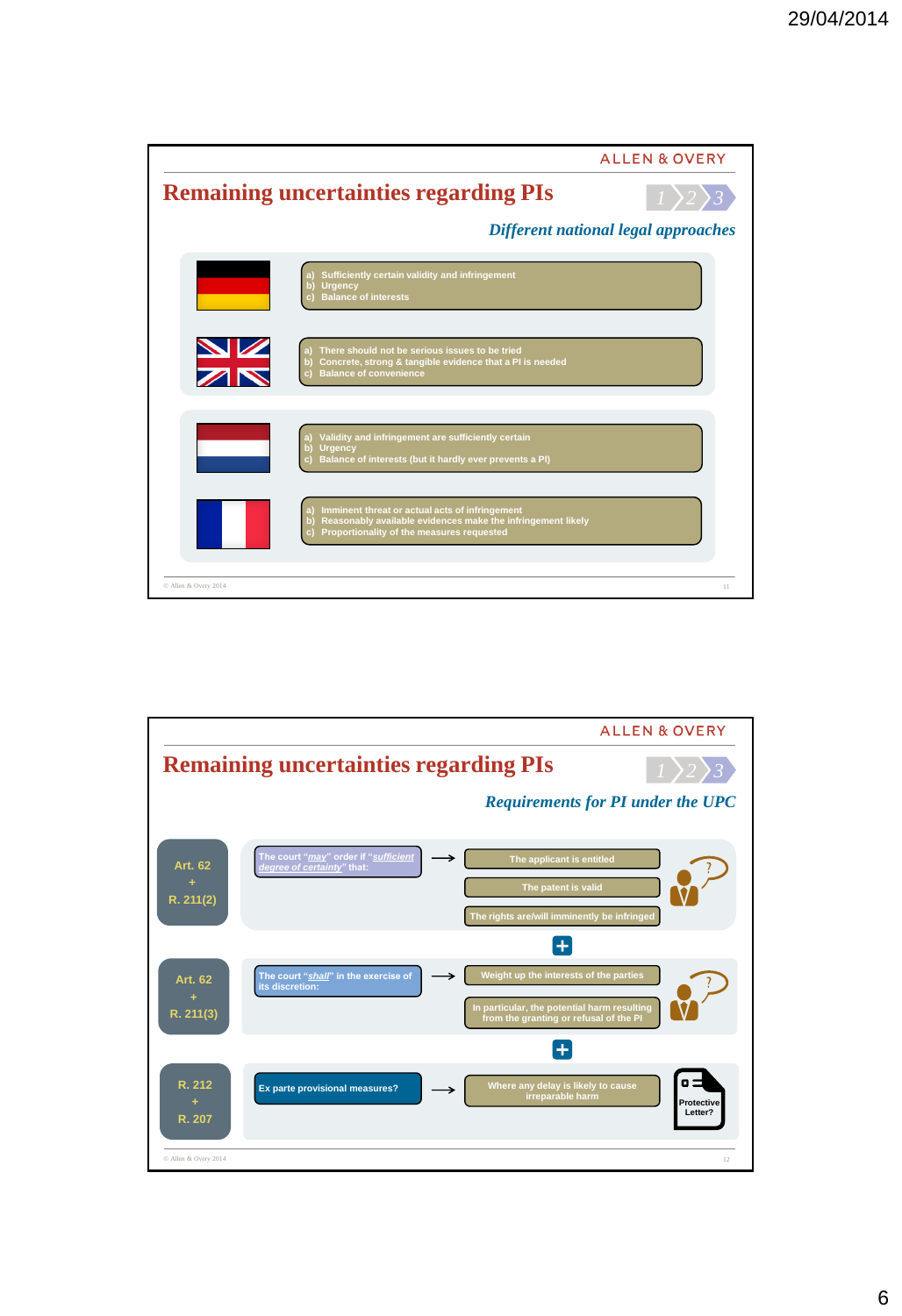29/04/2014

ALLEN & OVERY

## Remaining uncertainties regarding PIs

1 2 3

*Different national legal approaches*

**Germany**
- a) Sufficiently certain validity and infringement
- b) Urgency
- c) Balance of interests

**United Kingdom**
- a) There should not be serious issues to be tried
- b) Concrete, strong & tangible evidence that a PI is needed
- c) Balance of convenience

**Netherlands**
- a) Validity and infringement are sufficiently certain
- b) Urgency
- c) Balance of interests (but it hardly ever prevents a PI)

**France**
- a) Imminent threat or actual acts of infringement
- b) Reasonably available evidences make the infringement likely
- c) Proportionality of the measures requested

© Allen & Overy 2014

ALLEN & OVERY

## Remaining uncertainties regarding PIs

1 2 3

*Requirements for PI under the UPC*

**Art. 62 + R. 211(2)**

The court "*may*" order if "*sufficient degree of certainty*" that: →
- The applicant is entitled
- The patent is valid
- The rights are/will imminently be infringed

?

+

**Art. 62 + R. 211(3)**

The court "*shall*" in the exercise of its discretion: →
- Weight up the interests of the parties
- In particular, the potential harm resulting from the granting or refusal of the PI

?

+

**R. 212 + R. 207**

Ex parte provisional measures? → Where any delay is likely to cause irreparable harm

Protective Letter?

© Allen & Overy 2014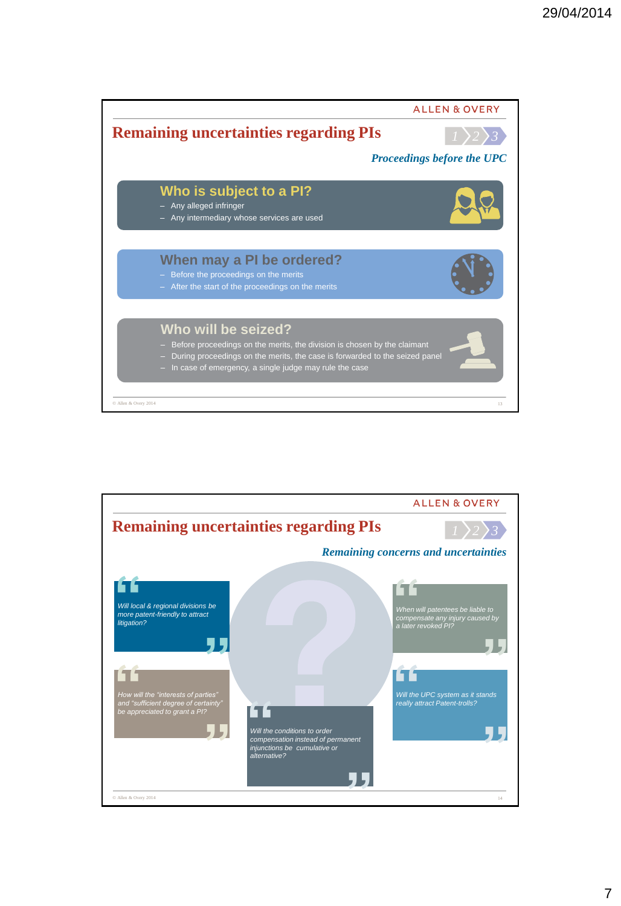## Remaining uncertainties regarding PIs

*Proceedings before the UPC*

### Who is subject to a PI?

- Any alleged infringer
- Any intermediary whose services are used

### When may a PI be ordered?

- Before the proceedings on the merits
- After the start of the proceedings on the merits

### Who will be seized?

- Before proceedings on the merits, the division is chosen by the claimant
- During proceedings on the merits, the case is forwarded to the seized panel
- In case of emergency, a single judge may rule the case

---

## Remaining uncertainties regarding PIs

*Remaining concerns and uncertainties*

- *Will local & regional divisions be more patent-friendly to attract litigation?*
- *When will patentees be liable to compensate any injury caused by a later revoked PI?*
- *How will the "interests of parties" and "sufficient degree of certainty" be appreciated to grant a PI?*
- *Will the UPC system as it stands really attract Patent-trolls?*
- *Will the conditions to order compensation instead of permanent injunctions be cumulative or alternative?*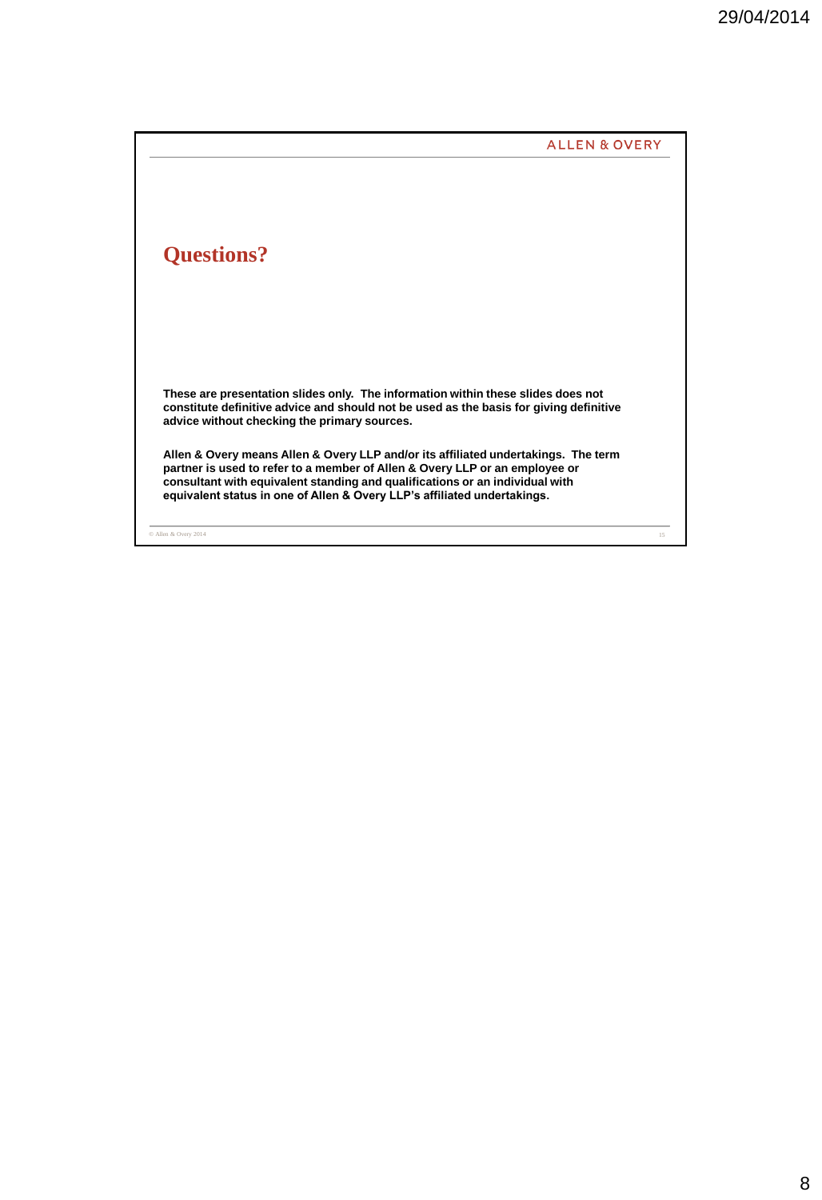ALLEN & OVERY

# Questions?

**These are presentation slides only. The information within these slides does not constitute definitive advice and should not be used as the basis for giving definitive advice without checking the primary sources.**

**Allen & Overy means Allen & Overy LLP and/or its affiliated undertakings. The term partner is used to refer to a member of Allen & Overy LLP or an employee or consultant with equivalent standing and qualifications or an individual with equivalent status in one of Allen & Overy LLP's affiliated undertakings.**

© Allen & Overy 2014